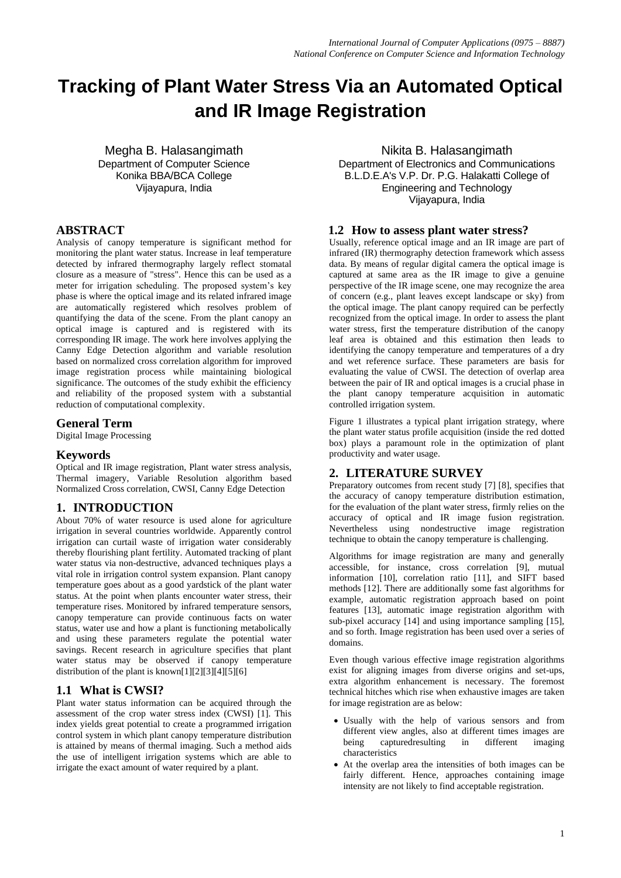# Tracking of Plant Water Stress Via an Automated Optical and IR Image Registration

Megha B. Halasangimath
Department of Computer Science
Konika BBA/BCA College
Vijayapura, India

Nikita B. Halasangimath
Department of Electronics and Communications
B.L.D.E.A's V.P. Dr. P.G. Halakatti College of Engineering and Technology
Vijayapura, India

## ABSTRACT

Analysis of canopy temperature is significant method for monitoring the plant water status. Increase in leaf temperature detected by infrared thermography largely reflect stomatal closure as a measure of "stress". Hence this can be used as a meter for irrigation scheduling. The proposed system's key phase is where the optical image and its related infrared image are automatically registered which resolves problem of quantifying the data of the scene. From the plant canopy an optical image is captured and is registered with its corresponding IR image. The work here involves applying the Canny Edge Detection algorithm and variable resolution based on normalized cross correlation algorithm for improved image registration process while maintaining biological significance. The outcomes of the study exhibit the efficiency and reliability of the proposed system with a substantial reduction of computational complexity.

## General Term

Digital Image Processing

## Keywords

Optical and IR image registration, Plant water stress analysis, Thermal imagery, Variable Resolution algorithm based Normalized Cross correlation, CWSI, Canny Edge Detection

## 1. INTRODUCTION

About 70% of water resource is used alone for agriculture irrigation in several countries worldwide. Apparently control irrigation can curtail waste of irrigation water considerably thereby flourishing plant fertility. Automated tracking of plant water status via non-destructive, advanced techniques plays a vital role in irrigation control system expansion. Plant canopy temperature goes about as a good yardstick of the plant water status. At the point when plants encounter water stress, their temperature rises. Monitored by infrared temperature sensors, canopy temperature can provide continuous facts on water status, water use and how a plant is functioning metabolically and using these parameters regulate the potential water savings. Recent research in agriculture specifies that plant water status may be observed if canopy temperature distribution of the plant is known[1][2][3][4][5][6]

### 1.1 What is CWSI?

Plant water status information can be acquired through the assessment of the crop water stress index (CWSI) [1]. This index yields great potential to create a programmed irrigation control system in which plant canopy temperature distribution is attained by means of thermal imaging. Such a method aids the use of intelligent irrigation systems which are able to irrigate the exact amount of water required by a plant.

### 1.2 How to assess plant water stress?

Usually, reference optical image and an IR image are part of infrared (IR) thermography detection framework which assess data. By means of regular digital camera the optical image is captured at same area as the IR image to give a genuine perspective of the IR image scene, one may recognize the area of concern (e.g., plant leaves except landscape or sky) from the optical image. The plant canopy required can be perfectly recognized from the optical image. In order to assess the plant water stress, first the temperature distribution of the canopy leaf area is obtained and this estimation then leads to identifying the canopy temperature and temperatures of a dry and wet reference surface. These parameters are basis for evaluating the value of CWSI. The detection of overlap area between the pair of IR and optical images is a crucial phase in the plant canopy temperature acquisition in automatic controlled irrigation system.

Figure 1 illustrates a typical plant irrigation strategy, where the plant water status profile acquisition (inside the red dotted box) plays a paramount role in the optimization of plant productivity and water usage.

## 2. LITERATURE SURVEY

Preparatory outcomes from recent study [7] [8], specifies that the accuracy of canopy temperature distribution estimation, for the evaluation of the plant water stress, firmly relies on the accuracy of optical and IR image fusion registration. Nevertheless using nondestructive image registration technique to obtain the canopy temperature is challenging.

Algorithms for image registration are many and generally accessible, for instance, cross correlation [9], mutual information [10], correlation ratio [11], and SIFT based methods [12]. There are additionally some fast algorithms for example, automatic registration approach based on point features [13], automatic image registration algorithm with sub-pixel accuracy [14] and using importance sampling [15], and so forth. Image registration has been used over a series of domains.

Even though various effective image registration algorithms exist for aligning images from diverse origins and set-ups, extra algorithm enhancement is necessary. The foremost technical hitches which rise when exhaustive images are taken for image registration are as below:

- Usually with the help of various sensors and from different view angles, also at different times images are being capturedresulting in different imaging characteristics
- At the overlap area the intensities of both images can be fairly different. Hence, approaches containing image intensity are not likely to find acceptable registration.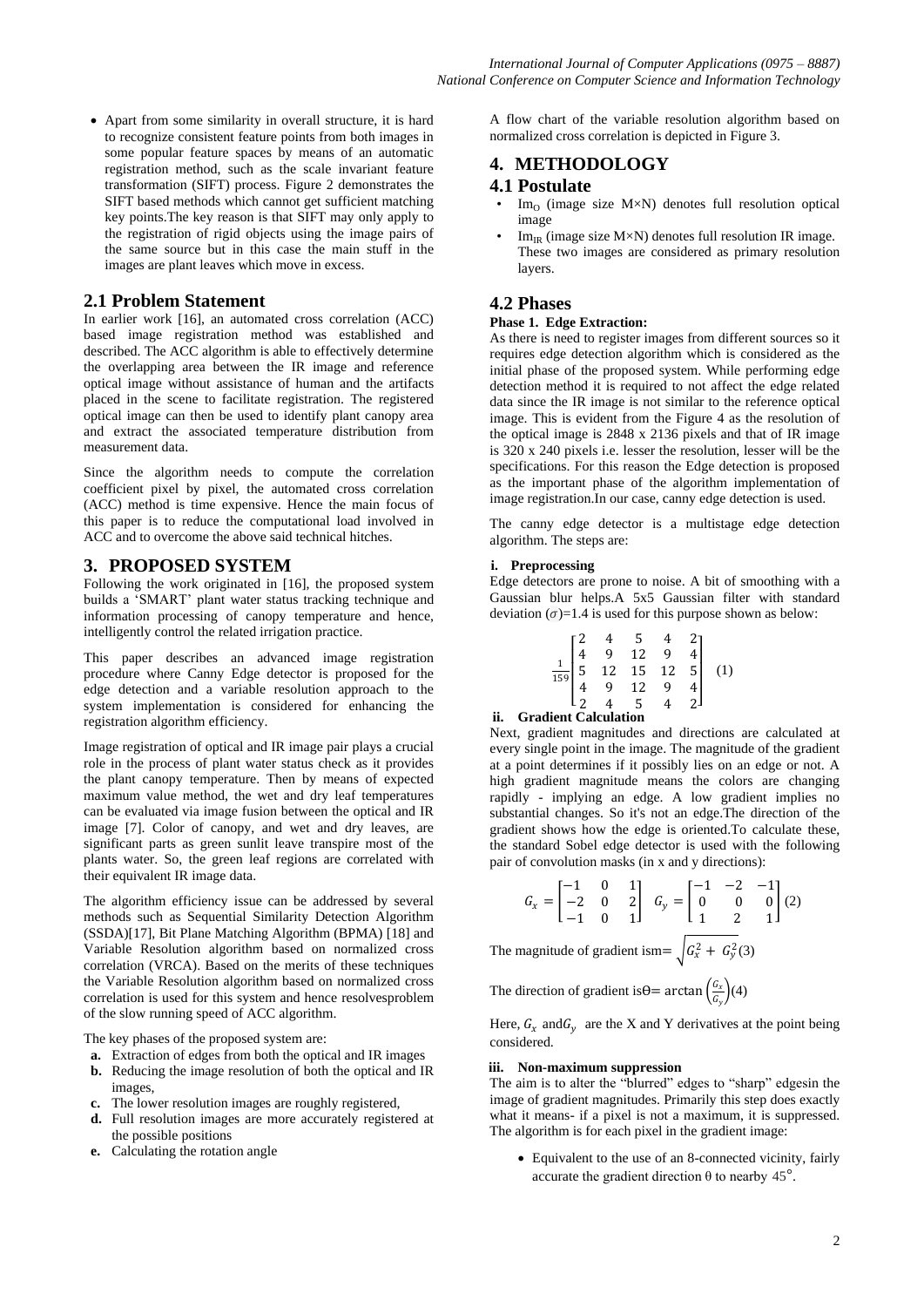- Apart from some similarity in overall structure, it is hard to recognize consistent feature points from both images in some popular feature spaces by means of an automatic registration method, such as the scale invariant feature transformation (SIFT) process. Figure 2 demonstrates the SIFT based methods which cannot get sufficient matching key points.The key reason is that SIFT may only apply to the registration of rigid objects using the image pairs of the same source but in this case the main stuff in the images are plant leaves which move in excess.

## 2.1 Problem Statement

In earlier work [16], an automated cross correlation (ACC) based image registration method was established and described. The ACC algorithm is able to effectively determine the overlapping area between the IR image and reference optical image without assistance of human and the artifacts placed in the scene to facilitate registration. The registered optical image can then be used to identify plant canopy area and extract the associated temperature distribution from measurement data.

Since the algorithm needs to compute the correlation coefficient pixel by pixel, the automated cross correlation (ACC) method is time expensive. Hence the main focus of this paper is to reduce the computational load involved in ACC and to overcome the above said technical hitches.

# 3. PROPOSED SYSTEM

Following the work originated in [16], the proposed system builds a 'SMART' plant water status tracking technique and information processing of canopy temperature and hence, intelligently control the related irrigation practice.

This paper describes an advanced image registration procedure where Canny Edge detector is proposed for the edge detection and a variable resolution approach to the system implementation is considered for enhancing the registration algorithm efficiency.

Image registration of optical and IR image pair plays a crucial role in the process of plant water status check as it provides the plant canopy temperature. Then by means of expected maximum value method, the wet and dry leaf temperatures can be evaluated via image fusion between the optical and IR image [7]. Color of canopy, and wet and dry leaves, are significant parts as green sunlit leave transpire most of the plants water. So, the green leaf regions are correlated with their equivalent IR image data.

The algorithm efficiency issue can be addressed by several methods such as Sequential Similarity Detection Algorithm (SSDA)[17], Bit Plane Matching Algorithm (BPMA) [18] and Variable Resolution algorithm based on normalized cross correlation (VRCA). Based on the merits of these techniques the Variable Resolution algorithm based on normalized cross correlation is used for this system and hence resolvesproblem of the slow running speed of ACC algorithm.

The key phases of the proposed system are:

a. Extraction of edges from both the optical and IR images
b. Reducing the image resolution of both the optical and IR images,
c. The lower resolution images are roughly registered,
d. Full resolution images are more accurately registered at the possible positions
e. Calculating the rotation angle

A flow chart of the variable resolution algorithm based on normalized cross correlation is depicted in Figure 3.

# 4. METHODOLOGY

## 4.1 Postulate

- $Im_O$ (image size M×N) denotes full resolution optical image
- $Im_{IR}$ (image size M×N) denotes full resolution IR image. These two images are considered as primary resolution layers.

## 4.2 Phases

**Phase 1. Edge Extraction:**

As there is need to register images from different sources so it requires edge detection algorithm which is considered as the initial phase of the proposed system. While performing edge detection method it is required to not affect the edge related data since the IR image is not similar to the reference optical image. This is evident from the Figure 4 as the resolution of the optical image is 2848 x 2136 pixels and that of IR image is 320 x 240 pixels i.e. lesser the resolution, lesser will be the specifications. For this reason the Edge detection is proposed as the important phase of the algorithm implementation of image registration.In our case, canny edge detection is used.

The canny edge detector is a multistage edge detection algorithm. The steps are:

**i. Preprocessing**

Edge detectors are prone to noise. A bit of smoothing with a Gaussian blur helps.A 5x5 Gaussian filter with standard deviation ($\sigma$)=1.4 is used for this purpose shown as below:

$$\frac{1}{159}\begin{bmatrix} 2 & 4 & 5 & 4 & 2 \\ 4 & 9 & 12 & 9 & 4 \\ 5 & 12 & 15 & 12 & 5 \\ 4 & 9 & 12 & 9 & 4 \\ 2 & 4 & 5 & 4 & 2 \end{bmatrix} \quad (1)$$

**ii. Gradient Calculation**

Next, gradient magnitudes and directions are calculated at every single point in the image. The magnitude of the gradient at a point determines if it possibly lies on an edge or not. A high gradient magnitude means the colors are changing rapidly - implying an edge. A low gradient implies no substantial changes. So it's not an edge.The direction of the gradient shows how the edge is oriented.To calculate these, the standard Sobel edge detector is used with the following pair of convolution masks (in x and y directions):

$$G_x = \begin{bmatrix} -1 & 0 & 1 \\ -2 & 0 & 2 \\ -1 & 0 & 1 \end{bmatrix} \quad G_y = \begin{bmatrix} -1 & -2 & -1 \\ 0 & 0 & 0 \\ 1 & 2 & 1 \end{bmatrix} \quad (2)$$

The magnitude of gradient is $m = \sqrt{G_x^2 + G_y^2}$ (3)

The direction of gradient is $\Theta = \arctan\left(\frac{G_x}{G_y}\right)$ (4)

Here, $G_x$ and $G_y$ are the X and Y derivatives at the point being considered.

**iii. Non-maximum suppression**

The aim is to alter the "blurred" edges to "sharp" edgesin the image of gradient magnitudes. Primarily this step does exactly what it means- if a pixel is not a maximum, it is suppressed. The algorithm is for each pixel in the gradient image:

- Equivalent to the use of an 8-connected vicinity, fairly accurate the gradient direction θ to nearby 45°.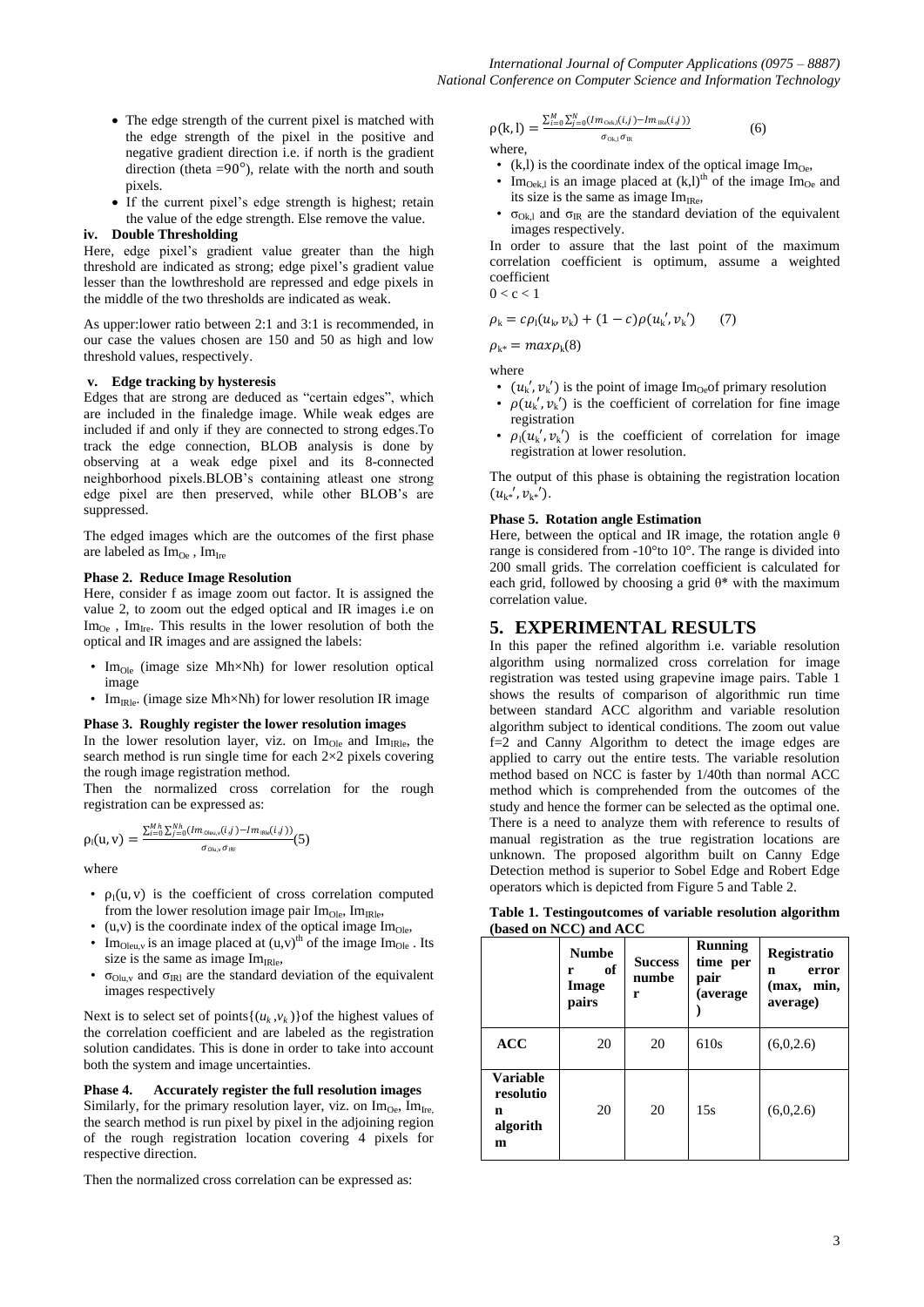- The edge strength of the current pixel is matched with the edge strength of the pixel in the positive and negative gradient direction i.e. if north is the gradient direction (theta $=90°$), relate with the north and south pixels.
- If the current pixel's edge strength is highest; retain the value of the edge strength. Else remove the value.

**iv. Double Thresholding**

Here, edge pixel's gradient value greater than the high threshold are indicated as strong; edge pixel's gradient value lesser than the lowthreshold are repressed and edge pixels in the middle of the two thresholds are indicated as weak.

As upper:lower ratio between 2:1 and 3:1 is recommended, in our case the values chosen are 150 and 50 as high and low threshold values, respectively.

**v. Edge tracking by hysteresis**

Edges that are strong are deduced as "certain edges", which are included in the finaledge image. While weak edges are included if and only if they are connected to strong edges.To track the edge connection, BLOB analysis is done by observing at a weak edge pixel and its 8-connected neighborhood pixels.BLOB's containing atleast one strong edge pixel are then preserved, while other BLOB's are suppressed.

The edged images which are the outcomes of the first phase are labeled as $Im_{Oe}$ , $Im_{Ire}$

**Phase 2. Reduce Image Resolution**

Here, consider f as image zoom out factor. It is assigned the value 2, to zoom out the edged optical and IR images i.e on $Im_{Oe}$ , $Im_{Ire}$. This results in the lower resolution of both the optical and IR images and are assigned the labels:

- $Im_{Ole}$ (image size Mh×Nh) for lower resolution optical image
- $Im_{IRle}$. (image size Mh×Nh) for lower resolution IR image

**Phase 3. Roughly register the lower resolution images**

In the lower resolution layer, viz. on $Im_{Ole}$ and $Im_{IRle}$, the search method is run single time for each 2×2 pixels covering the rough image registration method.

Then the normalized cross correlation for the rough registration can be expressed as:

$$\rho_l(u,v) = \frac{\sum_{i=0}^{Mh}\sum_{j=0}^{Nh}(Im_{Oleu,v}(i,j) - Im_{IRle}(i,j))}{\sigma_{Olu,v}\,\sigma_{IRl}} \quad (5)$$

where

- $\rho_l(u,v)$ is the coefficient of cross correlation computed from the lower resolution image pair $Im_{Ole}$, $Im_{IRle}$,
- (u,v) is the coordinate index of the optical image $Im_{Ole}$,
- $Im_{Oleu,v}$ is an image placed at $(u,v)^{th}$ of the image $Im_{Ole}$ . Its size is the same as image $Im_{IRle}$,
- $\sigma_{Olu,v}$ and $\sigma_{IRl}$ are the standard deviation of the equivalent images respectively

Next is to select set of points$\{(u_k, v_k)\}$of the highest values of the correlation coefficient and are labeled as the registration solution candidates. This is done in order to take into account both the system and image uncertainties.

**Phase 4. Accurately register the full resolution images**

Similarly, for the primary resolution layer, viz. on $Im_{Oe}$, $Im_{Ire}$, the search method is run pixel by pixel in the adjoining region of the rough registration location covering 4 pixels for respective direction.

Then the normalized cross correlation can be expressed as:

$$\rho(k,l) = \frac{\sum_{i=0}^{M}\sum_{j=0}^{N}(Im_{Oek,l}(i,j) - Im_{IRe}(i,j))}{\sigma_{Ok,l}\,\sigma_{IR}} \quad (6)$$

where,

- (k,l) is the coordinate index of the optical image $Im_{Oe}$,
- $Im_{Oek,l}$ is an image placed at $(k,l)^{th}$ of the image $Im_{Oe}$ and its size is the same as image $Im_{IRe}$,
- $\sigma_{Ok,l}$ and $\sigma_{IR}$ are the standard deviation of the equivalent images respectively.

In order to assure that the last point of the maximum correlation coefficient is optimum, assume a weighted coefficient

$0 < c < 1$

$$\rho_k = c\rho_l(u_k, v_k) + (1-c)\rho(u_k', v_k') \quad (7)$$

$$\rho_{k*} = max\rho_k (8)$$

where

- $(u_k', v_k')$ is the point of image $Im_{Oe}$of primary resolution
- $\rho(u_k', v_k')$ is the coefficient of correlation for fine image registration
- $\rho_l(u_k', v_k')$ is the coefficient of correlation for image registration at lower resolution.

The output of this phase is obtaining the registration location $(u_{k*}', v_{k*}')$.

**Phase 5. Rotation angle Estimation**

Here, between the optical and IR image, the rotation angle θ range is considered from -10°to 10°. The range is divided into 200 small grids. The correlation coefficient is calculated for each grid, followed by choosing a grid θ* with the maximum correlation value.

# 5. EXPERIMENTAL RESULTS

In this paper the refined algorithm i.e. variable resolution algorithm using normalized cross correlation for image registration was tested using grapevine image pairs. Table 1 shows the results of comparison of algorithmic run time between standard ACC algorithm and variable resolution algorithm subject to identical conditions. The zoom out value f=2 and Canny Algorithm to detect the image edges are applied to carry out the entire tests. The variable resolution method based on NCC is faster by 1/40th than normal ACC method which is comprehended from the outcomes of the study and hence the former can be selected as the optimal one. There is a need to analyze them with reference to results of manual registration as the true registration locations are unknown. The proposed algorithm built on Canny Edge Detection method is superior to Sobel Edge and Robert Edge operators which is depicted from Figure 5 and Table 2.

**Table 1. Testingoutcomes of variable resolution algorithm (based on NCC) and ACC**

| | Number of Image pairs | Success number | Running time per pair (average) | Registration error (max, min, average) |
|---|---|---|---|---|
| **ACC** | 20 | 20 | 610s | (6,0,2.6) |
| **Variable resolution algorithm** | 20 | 20 | 15s | (6,0,2.6) |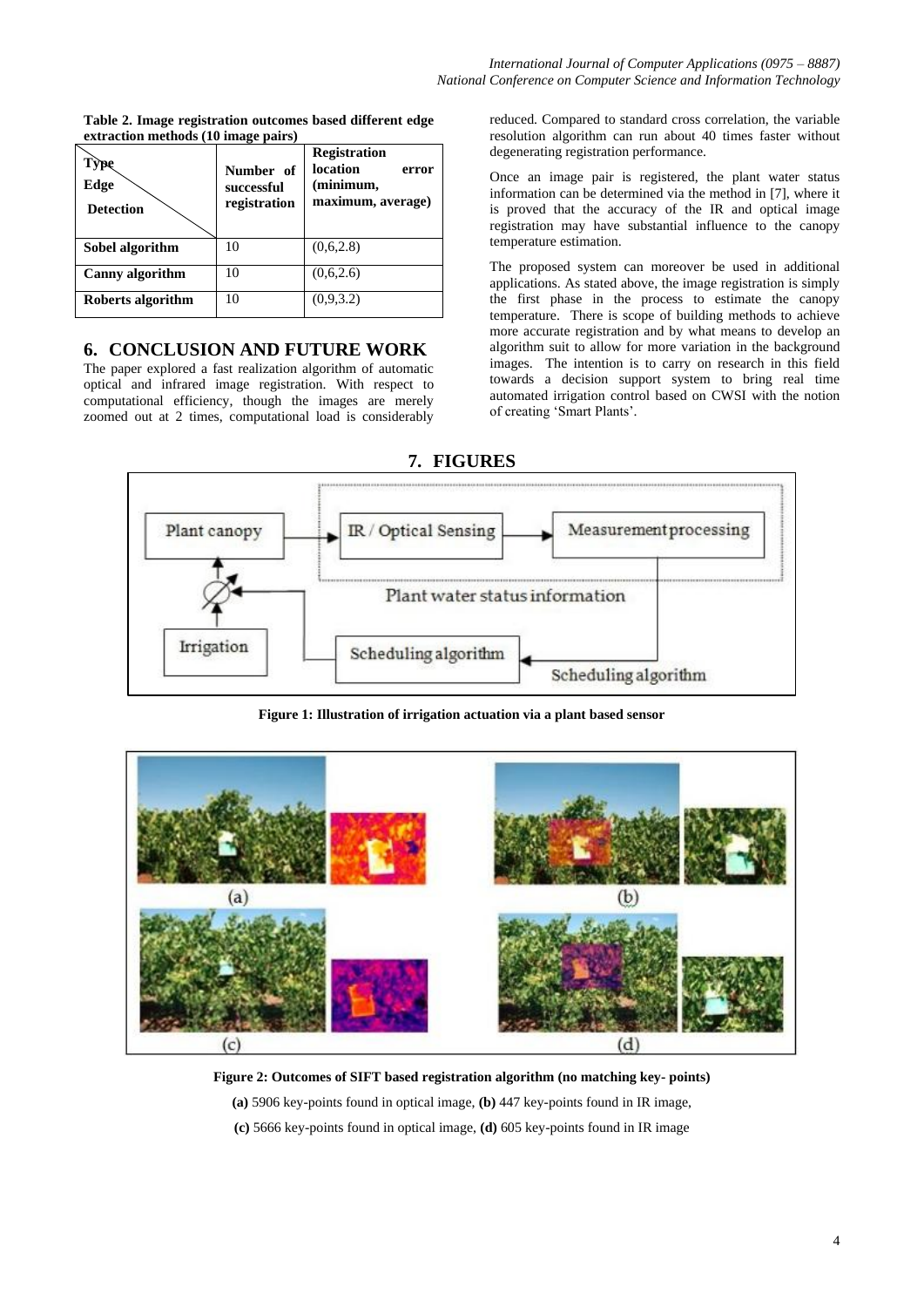**Table 2. Image registration outcomes based different edge extraction methods (10 image pairs)**

| Type / Edge Detection | Number of successful registration | Registration location error (minimum, maximum, average) |
|---|---|---|
| Sobel algorithm | 10 | (0,6,2.8) |
| Canny algorithm | 10 | (0,6,2.6) |
| Roberts algorithm | 10 | (0,9,3.2) |

## 6. CONCLUSION AND FUTURE WORK

The paper explored a fast realization algorithm of automatic optical and infrared image registration. With respect to computational efficiency, though the images are merely zoomed out at 2 times, computational load is considerably reduced. Compared to standard cross correlation, the variable resolution algorithm can run about 40 times faster without degenerating registration performance.

Once an image pair is registered, the plant water status information can be determined via the method in [7], where it is proved that the accuracy of the IR and optical image registration may have substantial influence to the canopy temperature estimation.

The proposed system can moreover be used in additional applications. As stated above, the image registration is simply the first phase in the process to estimate the canopy temperature. There is scope of building methods to achieve more accurate registration and by what means to develop an algorithm suit to allow for more variation in the background images. The intention is to carry on research in this field towards a decision support system to bring real time automated irrigation control based on CWSI with the notion of creating 'Smart Plants'.

## 7. FIGURES

**Figure 1: Illustration of irrigation actuation via a plant based sensor**

**Figure 2: Outcomes of SIFT based registration algorithm (no matching key- points)**

**(a)** 5906 key-points found in optical image, **(b)** 447 key-points found in IR image,

**(c)** 5666 key-points found in optical image, **(d)** 605 key-points found in IR image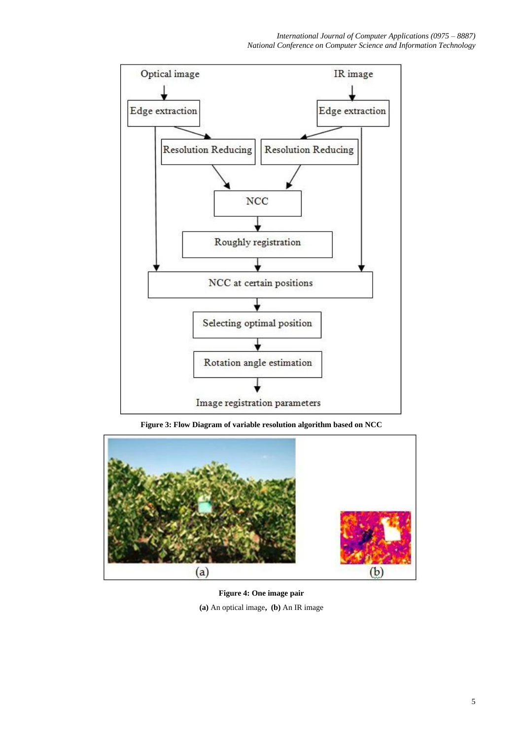Optical image

IR image

Edge extraction

Edge extraction

Resolution Reducing

Resolution Reducing

NCC

Roughly registration

NCC at certain positions

Selecting optimal position

Rotation angle estimation

Image registration parameters

**Figure 3: Flow Diagram of variable resolution algorithm based on NCC**

(a) (b)

**Figure 4: One image pair**

**(a)** An optical image**, (b)** An IR image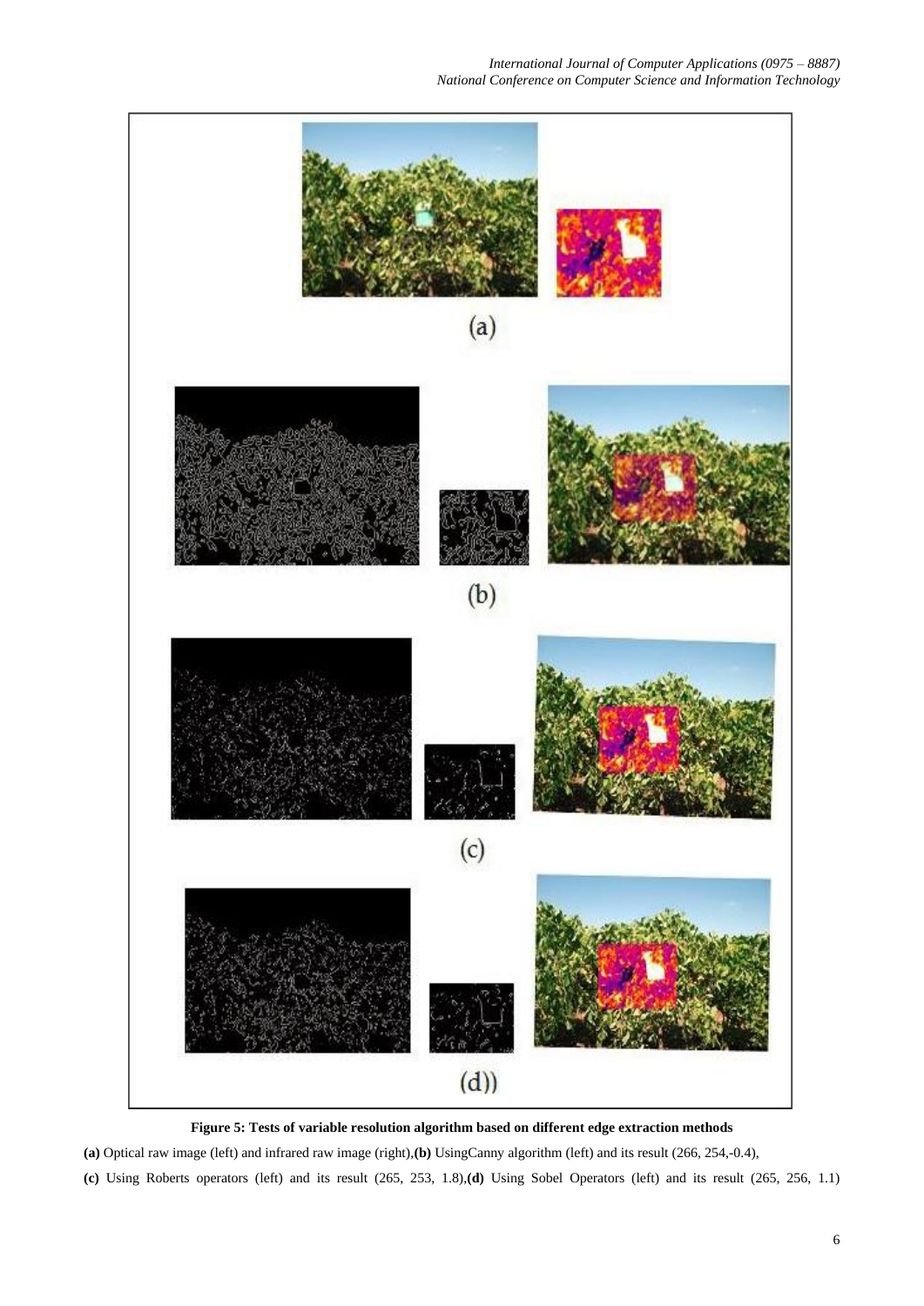**Figure 5: Tests of variable resolution algorithm based on different edge extraction methods**

**(a)** Optical raw image (left) and infrared raw image (right),**(b)** UsingCanny algorithm (left) and its result (266, 254,-0.4),

**(c)** Using Roberts operators (left) and its result (265, 253, 1.8),**(d)** Using Sobel Operators (left) and its result (265, 256, 1.1)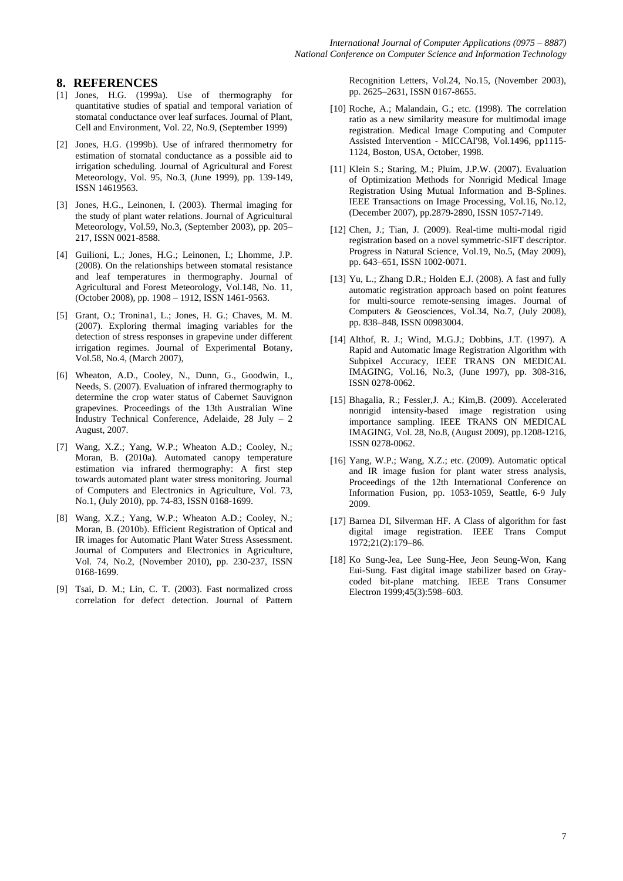## 8. REFERENCES

[1] Jones, H.G. (1999a). Use of thermography for quantitative studies of spatial and temporal variation of stomatal conductance over leaf surfaces. Journal of Plant, Cell and Environment, Vol. 22, No.9, (September 1999)

[2] Jones, H.G. (1999b). Use of infrared thermometry for estimation of stomatal conductance as a possible aid to irrigation scheduling. Journal of Agricultural and Forest Meteorology, Vol. 95, No.3, (June 1999), pp. 139-149, ISSN 14619563.

[3] Jones, H.G., Leinonen, I. (2003). Thermal imaging for the study of plant water relations. Journal of Agricultural Meteorology, Vol.59, No.3, (September 2003), pp. 205–217, ISSN 0021-8588.

[4] Guilioni, L.; Jones, H.G.; Leinonen, I.; Lhomme, J.P. (2008). On the relationships between stomatal resistance and leaf temperatures in thermography. Journal of Agricultural and Forest Meteorology, Vol.148, No. 11, (October 2008), pp. 1908 – 1912, ISSN 1461-9563.

[5] Grant, O.; Tronina1, L.; Jones, H. G.; Chaves, M. M. (2007). Exploring thermal imaging variables for the detection of stress responses in grapevine under different irrigation regimes. Journal of Experimental Botany, Vol.58, No.4, (March 2007),

[6] Wheaton, A.D., Cooley, N., Dunn, G., Goodwin, I., Needs, S. (2007). Evaluation of infrared thermography to determine the crop water status of Cabernet Sauvignon grapevines. Proceedings of the 13th Australian Wine Industry Technical Conference, Adelaide, 28 July – 2 August, 2007.

[7] Wang, X.Z.; Yang, W.P.; Wheaton A.D.; Cooley, N.; Moran, B. (2010a). Automated canopy temperature estimation via infrared thermography: A first step towards automated plant water stress monitoring. Journal of Computers and Electronics in Agriculture, Vol. 73, No.1, (July 2010), pp. 74-83, ISSN 0168-1699.

[8] Wang, X.Z.; Yang, W.P.; Wheaton A.D.; Cooley, N.; Moran, B. (2010b). Efficient Registration of Optical and IR images for Automatic Plant Water Stress Assessment. Journal of Computers and Electronics in Agriculture, Vol. 74, No.2, (November 2010), pp. 230-237, ISSN 0168-1699.

[9] Tsai, D. M.; Lin, C. T. (2003). Fast normalized cross correlation for defect detection. Journal of Pattern Recognition Letters, Vol.24, No.15, (November 2003), pp. 2625–2631, ISSN 0167-8655.

[10] Roche, A.; Malandain, G.; etc. (1998). The correlation ratio as a new similarity measure for multimodal image registration. Medical Image Computing and Computer Assisted Intervention - MICCAI'98, Vol.1496, pp1115-1124, Boston, USA, October, 1998.

[11] Klein S.; Staring, M.; Pluim, J.P.W. (2007). Evaluation of Optimization Methods for Nonrigid Medical Image Registration Using Mutual Information and B-Splines. IEEE Transactions on Image Processing, Vol.16, No.12, (December 2007), pp.2879-2890, ISSN 1057-7149.

[12] Chen, J.; Tian, J. (2009). Real-time multi-modal rigid registration based on a novel symmetric-SIFT descriptor. Progress in Natural Science, Vol.19, No.5, (May 2009), pp. 643–651, ISSN 1002-0071.

[13] Yu, L.; Zhang D.R.; Holden E.J. (2008). A fast and fully automatic registration approach based on point features for multi-source remote-sensing images. Journal of Computers & Geosciences, Vol.34, No.7, (July 2008), pp. 838–848, ISSN 00983004.

[14] Althof, R. J.; Wind, M.G.J.; Dobbins, J.T. (1997). A Rapid and Automatic Image Registration Algorithm with Subpixel Accuracy, IEEE TRANS ON MEDICAL IMAGING, Vol.16, No.3, (June 1997), pp. 308-316, ISSN 0278-0062.

[15] Bhagalia, R.; Fessler,J. A.; Kim,B. (2009). Accelerated nonrigid intensity-based image registration using importance sampling. IEEE TRANS ON MEDICAL IMAGING, Vol. 28, No.8, (August 2009), pp.1208-1216, ISSN 0278-0062.

[16] Yang, W.P.; Wang, X.Z.; etc. (2009). Automatic optical and IR image fusion for plant water stress analysis, Proceedings of the 12th International Conference on Information Fusion, pp. 1053-1059, Seattle, 6-9 July 2009.

[17] Barnea DI, Silverman HF. A Class of algorithm for fast digital image registration. IEEE Trans Comput 1972;21(2):179–86.

[18] Ko Sung-Jea, Lee Sung-Hee, Jeon Seung-Won, Kang Eui-Sung. Fast digital image stabilizer based on Gray-coded bit-plane matching. IEEE Trans Consumer Electron 1999;45(3):598–603.